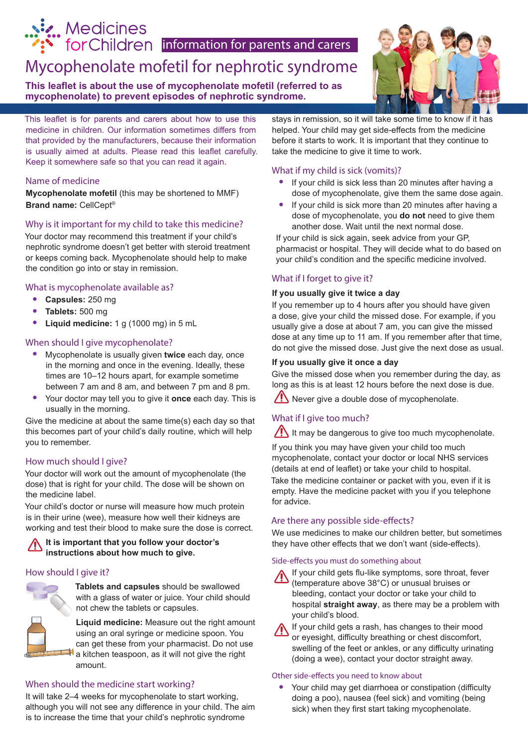Medicines for Children information for parents and carers

# Mycophenolate mofetil for nephrotic syndrome

**This leaflet is about the use of mycophenolate mofetil (referred to as mycophenolate) to prevent episodes of nephrotic syndrome.**

This leaflet is for parents and carers about how to use this medicine in children. Our information sometimes differs from that provided by the manufacturers, because their information is usually aimed at adults. Please read this leaflet carefully. Keep it somewhere safe so that you can read it again.

## Name of medicine

**Mycophenolate mofetil** (this may be shortened to MMF)
**Brand name:** CellCept®

## Why is it important for my child to take this medicine?

Your doctor may recommend this treatment if your child's nephrotic syndrome doesn't get better with steroid treatment or keeps coming back. Mycophenolate should help to make the condition go into or stay in remission.

## What is mycophenolate available as?

- **Capsules:** 250 mg
- **Tablets:** 500 mg
- **Liquid medicine:** 1 g (1000 mg) in 5 mL

## When should I give mycophenolate?

- Mycophenolate is usually given **twice** each day, once in the morning and once in the evening. Ideally, these times are 10–12 hours apart, for example sometime between 7 am and 8 am, and between 7 pm and 8 pm.
- Your doctor may tell you to give it **once** each day. This is usually in the morning.

Give the medicine at about the same time(s) each day so that this becomes part of your child's daily routine, which will help you to remember.

## How much should I give?

Your doctor will work out the amount of mycophenolate (the dose) that is right for your child. The dose will be shown on the medicine label.

Your child's doctor or nurse will measure how much protein is in their urine (wee), measure how well their kidneys are working and test their blood to make sure the dose is correct.

**It is important that you follow your doctor's instructions about how much to give.**

## How should I give it?

**Tablets and capsules** should be swallowed with a glass of water or juice. Your child should not chew the tablets or capsules.

**Liquid medicine:** Measure out the right amount using an oral syringe or medicine spoon. You can get these from your pharmacist. Do not use a kitchen teaspoon, as it will not give the right amount.

## When should the medicine start working?

It will take 2–4 weeks for mycophenolate to start working, although you will not see any difference in your child. The aim is to increase the time that your child's nephrotic syndrome stays in remission, so it will take some time to know if it has helped. Your child may get side-effects from the medicine before it starts to work. It is important that they continue to take the medicine to give it time to work.

## What if my child is sick (vomits)?

- If your child is sick less than 20 minutes after having a dose of mycophenolate, give them the same dose again.
- If your child is sick more than 20 minutes after having a dose of mycophenolate, you **do not** need to give them another dose. Wait until the next normal dose.

If your child is sick again, seek advice from your GP, pharmacist or hospital. They will decide what to do based on your child's condition and the specific medicine involved.

## What if I forget to give it?

**If you usually give it twice a day**

If you remember up to 4 hours after you should have given a dose, give your child the missed dose. For example, if you usually give a dose at about 7 am, you can give the missed dose at any time up to 11 am. If you remember after that time, do not give the missed dose. Just give the next dose as usual.

**If you usually give it once a day**

Give the missed dose when you remember during the day, as long as this is at least 12 hours before the next dose is due.

Never give a double dose of mycophenolate.

## What if I give too much?

It may be dangerous to give too much mycophenolate.

If you think you may have given your child too much mycophenolate, contact your doctor or local NHS services (details at end of leaflet) or take your child to hospital.

Take the medicine container or packet with you, even if it is empty. Have the medicine packet with you if you telephone for advice.

## Are there any possible side-effects?

We use medicines to make our children better, but sometimes they have other effects that we don't want (side-effects).

### Side-effects you must do something about

If your child gets flu-like symptoms, sore throat, fever (temperature above 38°C) or unusual bruises or bleeding, contact your doctor or take your child to hospital **straight away**, as there may be a problem with your child's blood.

If your child gets a rash, has changes to their mood or eyesight, difficulty breathing or chest discomfort, swelling of the feet or ankles, or any difficulty urinating (doing a wee), contact your doctor straight away.

### Other side-effects you need to know about

- Your child may get diarrhoea or constipation (difficulty doing a poo), nausea (feel sick) and vomiting (being sick) when they first start taking mycophenolate.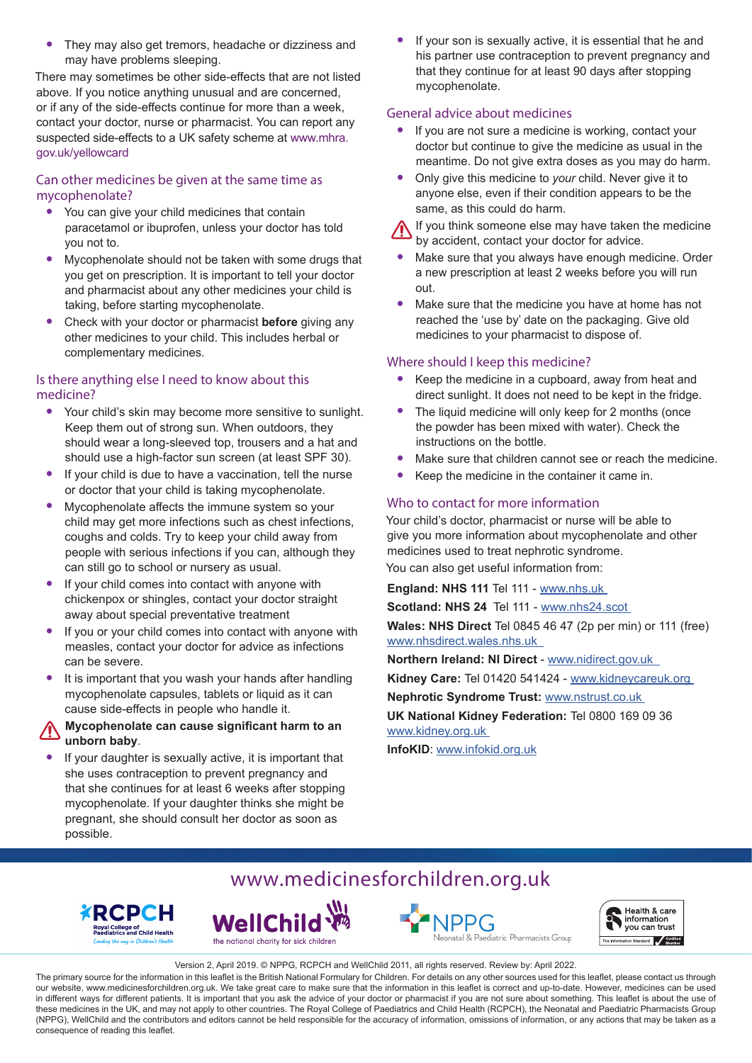- They may also get tremors, headache or dizziness and may have problems sleeping.

There may sometimes be other side-effects that are not listed above. If you notice anything unusual and are concerned, or if any of the side-effects continue for more than a week, contact your doctor, nurse or pharmacist. You can report any suspected side-effects to a UK safety scheme at www.mhra.gov.uk/yellowcard

## Can other medicines be given at the same time as mycophenolate?

- You can give your child medicines that contain paracetamol or ibuprofen, unless your doctor has told you not to.
- Mycophenolate should not be taken with some drugs that you get on prescription. It is important to tell your doctor and pharmacist about any other medicines your child is taking, before starting mycophenolate.
- Check with your doctor or pharmacist **before** giving any other medicines to your child. This includes herbal or complementary medicines.

## Is there anything else I need to know about this medicine?

- Your child's skin may become more sensitive to sunlight. Keep them out of strong sun. When outdoors, they should wear a long-sleeved top, trousers and a hat and should use a high-factor sun screen (at least SPF 30).
- If your child is due to have a vaccination, tell the nurse or doctor that your child is taking mycophenolate.
- Mycophenolate affects the immune system so your child may get more infections such as chest infections, coughs and colds. Try to keep your child away from people with serious infections if you can, although they can still go to school or nursery as usual.
- If your child comes into contact with anyone with chickenpox or shingles, contact your doctor straight away about special preventative treatment
- If you or your child comes into contact with anyone with measles, contact your doctor for advice as infections can be severe.
- It is important that you wash your hands after handling mycophenolate capsules, tablets or liquid as it can cause side-effects in people who handle it.

⚠ **Mycophenolate can cause significant harm to an unborn baby**.

- If your daughter is sexually active, it is important that she uses contraception to prevent pregnancy and that she continues for at least 6 weeks after stopping mycophenolate. If your daughter thinks she might be pregnant, she should consult her doctor as soon as possible.
- If your son is sexually active, it is essential that he and his partner use contraception to prevent pregnancy and that they continue for at least 90 days after stopping mycophenolate.

## General advice about medicines

- If you are not sure a medicine is working, contact your doctor but continue to give the medicine as usual in the meantime. Do not give extra doses as you may do harm.
- Only give this medicine to *your* child. Never give it to anyone else, even if their condition appears to be the same, as this could do harm.

⚠ If you think someone else may have taken the medicine by accident, contact your doctor for advice.

- Make sure that you always have enough medicine. Order a new prescription at least 2 weeks before you will run out.
- Make sure that the medicine you have at home has not reached the 'use by' date on the packaging. Give old medicines to your pharmacist to dispose of.

## Where should I keep this medicine?

- Keep the medicine in a cupboard, away from heat and direct sunlight. It does not need to be kept in the fridge.
- The liquid medicine will only keep for 2 months (once the powder has been mixed with water). Check the instructions on the bottle.
- Make sure that children cannot see or reach the medicine.
- Keep the medicine in the container it came in.

## Who to contact for more information

Your child's doctor, pharmacist or nurse will be able to give you more information about mycophenolate and other medicines used to treat nephrotic syndrome.

You can also get useful information from:

**England: NHS 111** Tel 111 - www.nhs.uk

**Scotland: NHS 24** Tel 111 - www.nhs24.scot

**Wales: NHS Direct** Tel 0845 46 47 (2p per min) or 111 (free) www.nhsdirect.wales.nhs.uk

**Northern Ireland: NI Direct** - www.nidirect.gov.uk

**Kidney Care:** Tel 01420 541424 - www.kidneycareuk.org

**Nephrotic Syndrome Trust:** www.nstrust.co.uk

**UK National Kidney Federation:** Tel 0800 169 09 36 www.kidney.org.uk

**InfoKID**: www.infokid.org.uk

www.medicinesforchildren.org.uk

RCPCH Royal College of Paediatrics and Child Health — Leading the way in Children's Health

WellChild — the national charity for sick children

NPPG — Neonatal & Paediatric Pharmacists Group

Health & care information you can trust — The Information Standard — Certified Member

Version 2, April 2019. © NPPG, RCPCH and WellChild 2011, all rights reserved. Review by: April 2022.

The primary source for the information in this leaflet is the British National Formulary for Children. For details on any other sources used for this leaflet, please contact us through our website, www.medicinesforchildren.org.uk. We take great care to make sure that the information in this leaflet is correct and up-to-date. However, medicines can be used in different ways for different patients. It is important that you ask the advice of your doctor or pharmacist if you are not sure about something. This leaflet is about the use of these medicines in the UK, and may not apply to other countries. The Royal College of Paediatrics and Child Health (RCPCH), the Neonatal and Paediatric Pharmacists Group (NPPG), WellChild and the contributors and editors cannot be held responsible for the accuracy of information, omissions of information, or any actions that may be taken as a consequence of reading this leaflet.